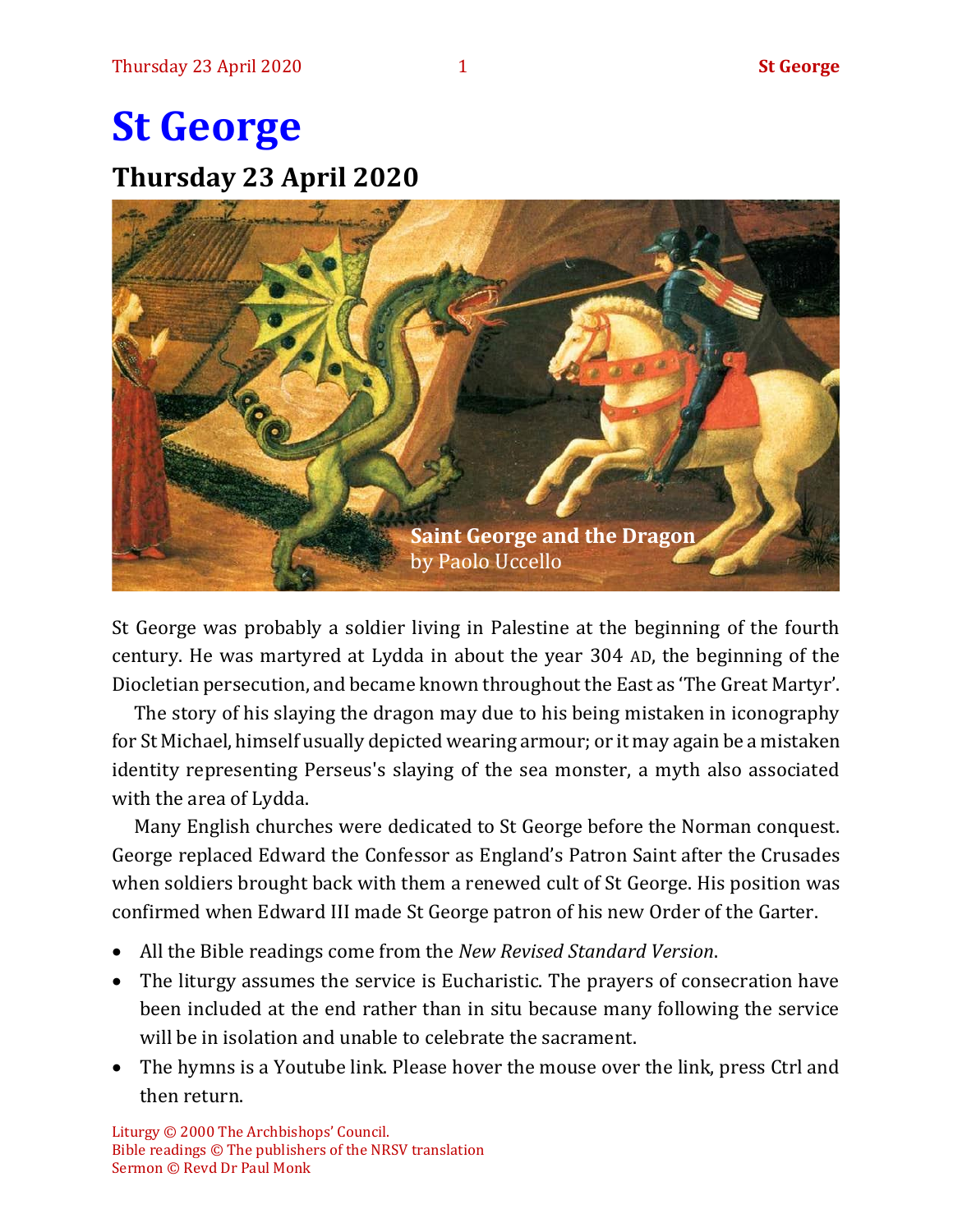# St George

## Thursday 23 April 2020

**Saint George and the Dragon**
by Paolo Uccello

St George was probably a soldier living in Palestine at the beginning of the fourth century. He was martyred at Lydda in about the year 304 AD, the beginning of the Diocletian persecution, and became known throughout the East as 'The Great Martyr'.

The story of his slaying the dragon may due to his being mistaken in iconography for St Michael, himself usually depicted wearing armour; or it may again be a mistaken identity representing Perseus's slaying of the sea monster, a myth also associated with the area of Lydda.

Many English churches were dedicated to St George before the Norman conquest. George replaced Edward the Confessor as England's Patron Saint after the Crusades when soldiers brought back with them a renewed cult of St George. His position was confirmed when Edward III made St George patron of his new Order of the Garter.

- All the Bible readings come from the *New Revised Standard Version*.
- The liturgy assumes the service is Eucharistic. The prayers of consecration have been included at the end rather than in situ because many following the service will be in isolation and unable to celebrate the sacrament.
- The hymns is a Youtube link. Please hover the mouse over the link, press Ctrl and then return.

Liturgy © 2000 The Archbishops' Council.
Bible readings © The publishers of the NRSV translation
Sermon © Revd Dr Paul Monk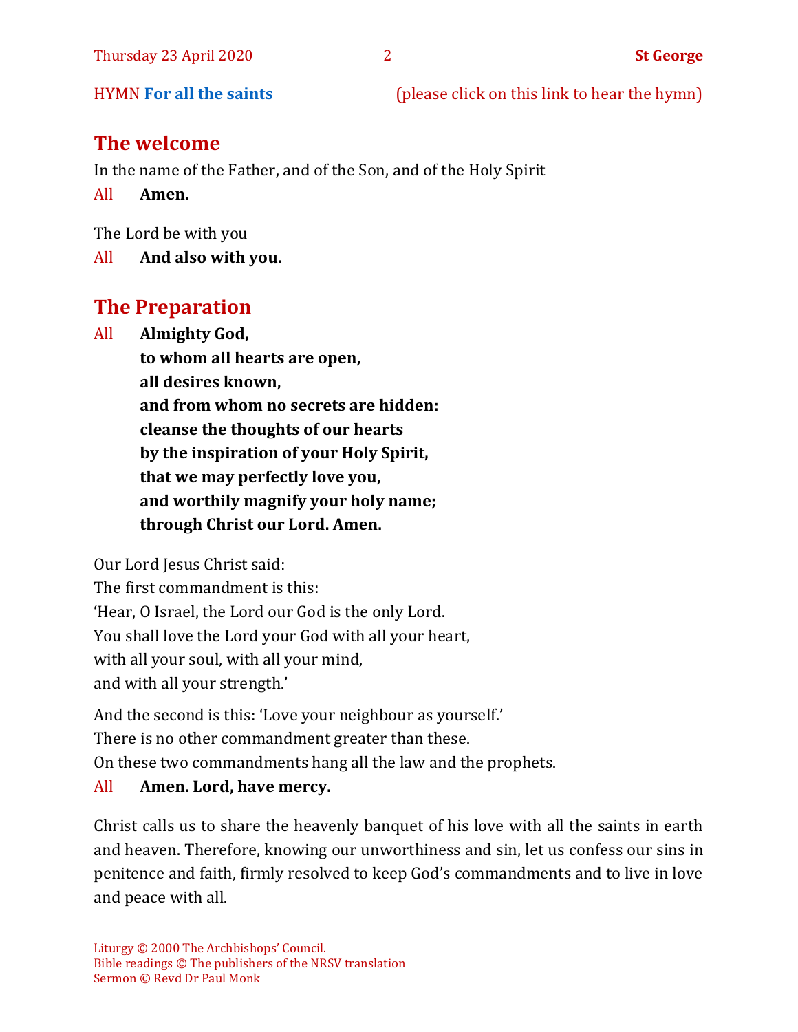HYMN **For all the saints** (please click on this link to hear the hymn)

## The welcome

In the name of the Father, and of the Son, and of the Holy Spirit

All **Amen.**

The Lord be with you

All **And also with you.**

## The Preparation

All **Almighty God,**
**to whom all hearts are open,**
**all desires known,**
**and from whom no secrets are hidden:**
**cleanse the thoughts of our hearts**
**by the inspiration of your Holy Spirit,**
**that we may perfectly love you,**
**and worthily magnify your holy name;**
**through Christ our Lord. Amen.**

Our Lord Jesus Christ said:
The first commandment is this:
'Hear, O Israel, the Lord our God is the only Lord.
You shall love the Lord your God with all your heart,
with all your soul, with all your mind,
and with all your strength.'

And the second is this: 'Love your neighbour as yourself.'
There is no other commandment greater than these.
On these two commandments hang all the law and the prophets.

All **Amen. Lord, have mercy.**

Christ calls us to share the heavenly banquet of his love with all the saints in earth and heaven. Therefore, knowing our unworthiness and sin, let us confess our sins in penitence and faith, firmly resolved to keep God's commandments and to live in love and peace with all.

Liturgy © 2000 The Archbishops' Council.
Bible readings © The publishers of the NRSV translation
Sermon © Revd Dr Paul Monk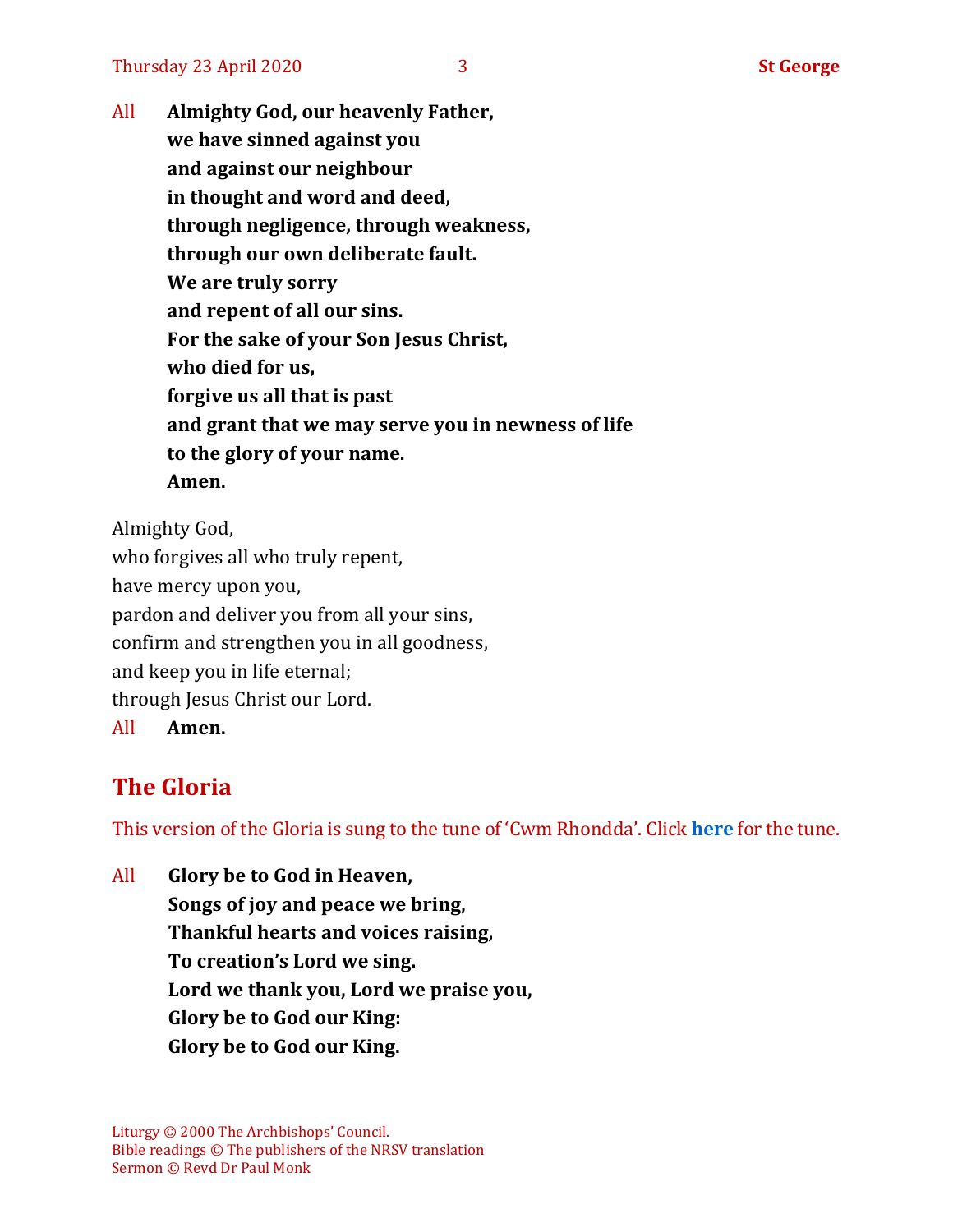All **Almighty God, our heavenly Father,**
**we have sinned against you**
**and against our neighbour**
**in thought and word and deed,**
**through negligence, through weakness,**
**through our own deliberate fault.**
**We are truly sorry**
**and repent of all our sins.**
**For the sake of your Son Jesus Christ,**
**who died for us,**
**forgive us all that is past**
**and grant that we may serve you in newness of life**
**to the glory of your name.**
**Amen.**

Almighty God,
who forgives all who truly repent,
have mercy upon you,
pardon and deliver you from all your sins,
confirm and strengthen you in all goodness,
and keep you in life eternal;
through Jesus Christ our Lord.
All **Amen.**

## The Gloria

This version of the Gloria is sung to the tune of 'Cwm Rhondda'. Click **here** for the tune.

All **Glory be to God in Heaven,**
**Songs of joy and peace we bring,**
**Thankful hearts and voices raising,**
**To creation's Lord we sing.**
**Lord we thank you, Lord we praise you,**
**Glory be to God our King:**
**Glory be to God our King.**

Liturgy © 2000 The Archbishops' Council.
Bible readings © The publishers of the NRSV translation
Sermon © Revd Dr Paul Monk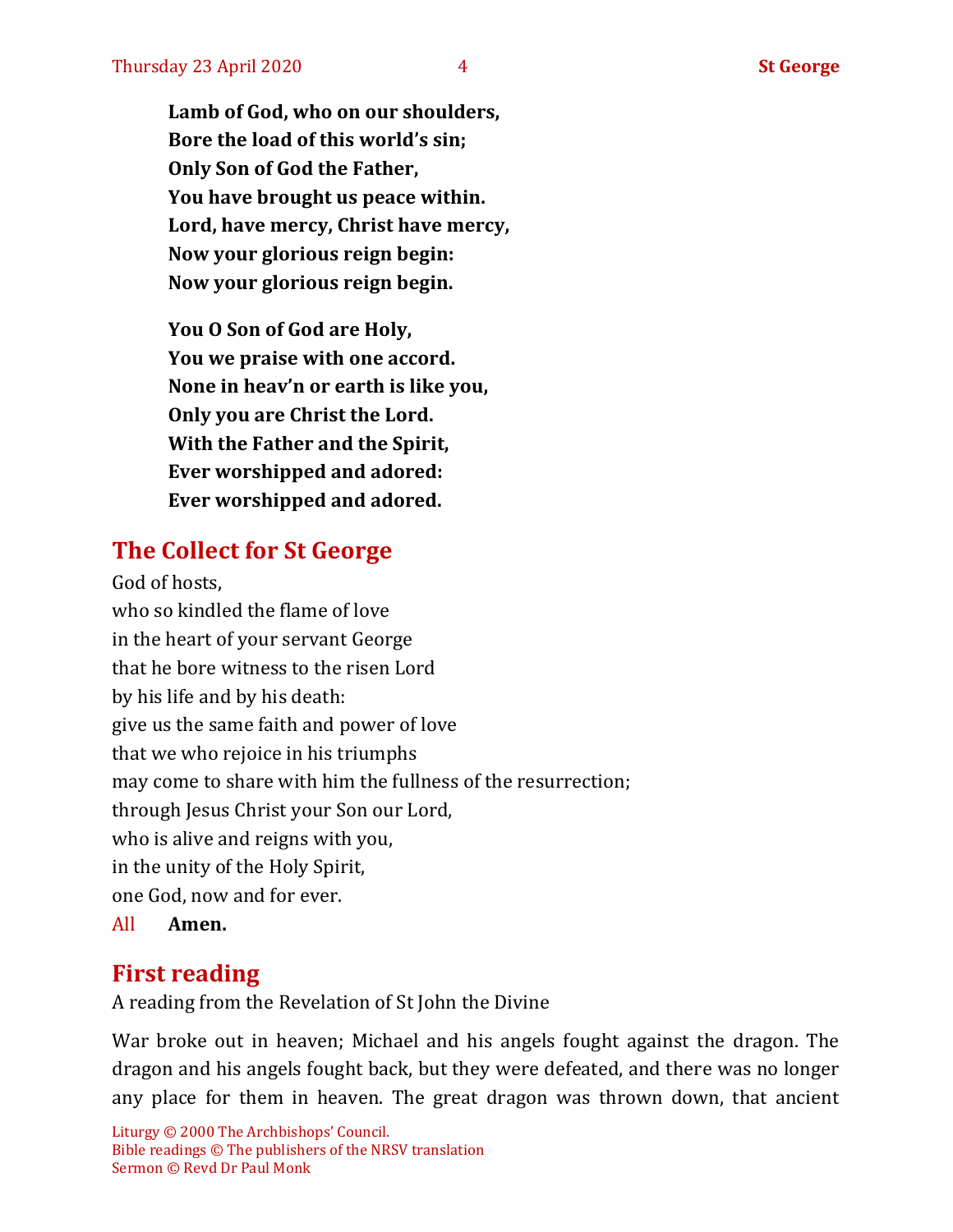**Lamb of God, who on our shoulders,**
**Bore the load of this world's sin;**
**Only Son of God the Father,**
**You have brought us peace within.**
**Lord, have mercy, Christ have mercy,**
**Now your glorious reign begin:**
**Now your glorious reign begin.**

**You O Son of God are Holy,**
**You we praise with one accord.**
**None in heav'n or earth is like you,**
**Only you are Christ the Lord.**
**With the Father and the Spirit,**
**Ever worshipped and adored:**
**Ever worshipped and adored.**

## The Collect for St George

God of hosts,
who so kindled the flame of love
in the heart of your servant George
that he bore witness to the risen Lord
by his life and by his death:
give us the same faith and power of love
that we who rejoice in his triumphs
may come to share with him the fullness of the resurrection;
through Jesus Christ your Son our Lord,
who is alive and reigns with you,
in the unity of the Holy Spirit,
one God, now and for ever.

All **Amen.**

## First reading

A reading from the Revelation of St John the Divine

War broke out in heaven; Michael and his angels fought against the dragon. The dragon and his angels fought back, but they were defeated, and there was no longer any place for them in heaven. The great dragon was thrown down, that ancient

Liturgy © 2000 The Archbishops' Council.
Bible readings © The publishers of the NRSV translation
Sermon © Revd Dr Paul Monk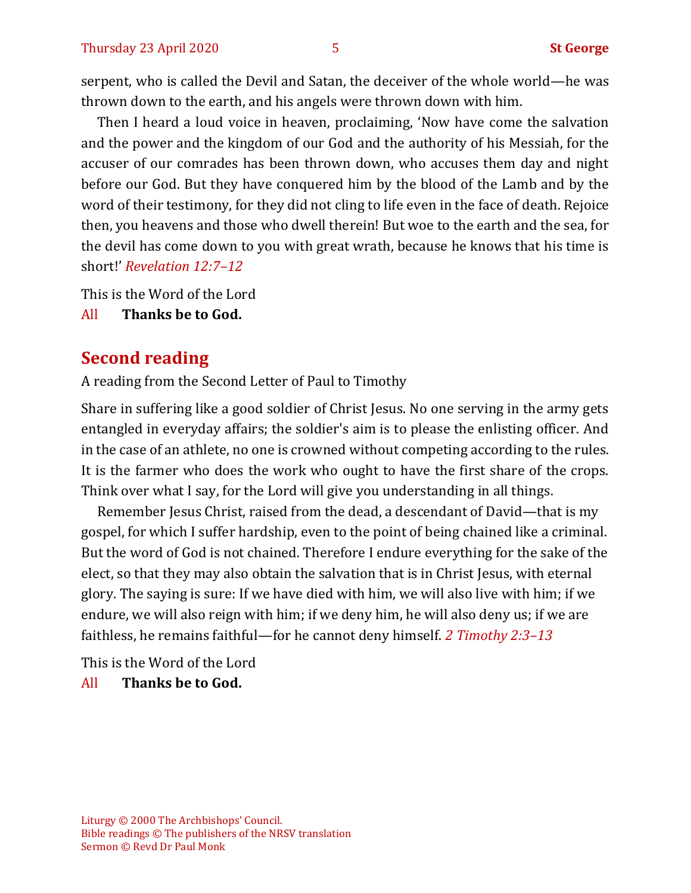serpent, who is called the Devil and Satan, the deceiver of the whole world—he was thrown down to the earth, and his angels were thrown down with him.

Then I heard a loud voice in heaven, proclaiming, 'Now have come the salvation and the power and the kingdom of our God and the authority of his Messiah, for the accuser of our comrades has been thrown down, who accuses them day and night before our God. But they have conquered him by the blood of the Lamb and by the word of their testimony, for they did not cling to life even in the face of death. Rejoice then, you heavens and those who dwell therein! But woe to the earth and the sea, for the devil has come down to you with great wrath, because he knows that his time is short!' *Revelation 12:7–12*

This is the Word of the Lord

All **Thanks be to God.**

## Second reading

A reading from the Second Letter of Paul to Timothy

Share in suffering like a good soldier of Christ Jesus. No one serving in the army gets entangled in everyday affairs; the soldier's aim is to please the enlisting officer. And in the case of an athlete, no one is crowned without competing according to the rules. It is the farmer who does the work who ought to have the first share of the crops. Think over what I say, for the Lord will give you understanding in all things.

Remember Jesus Christ, raised from the dead, a descendant of David—that is my gospel, for which I suffer hardship, even to the point of being chained like a criminal. But the word of God is not chained. Therefore I endure everything for the sake of the elect, so that they may also obtain the salvation that is in Christ Jesus, with eternal glory. The saying is sure: If we have died with him, we will also live with him; if we endure, we will also reign with him; if we deny him, he will also deny us; if we are faithless, he remains faithful—for he cannot deny himself. *2 Timothy 2:3–13*

This is the Word of the Lord

All **Thanks be to God.**

Liturgy © 2000 The Archbishops' Council.
Bible readings © The publishers of the NRSV translation
Sermon © Revd Dr Paul Monk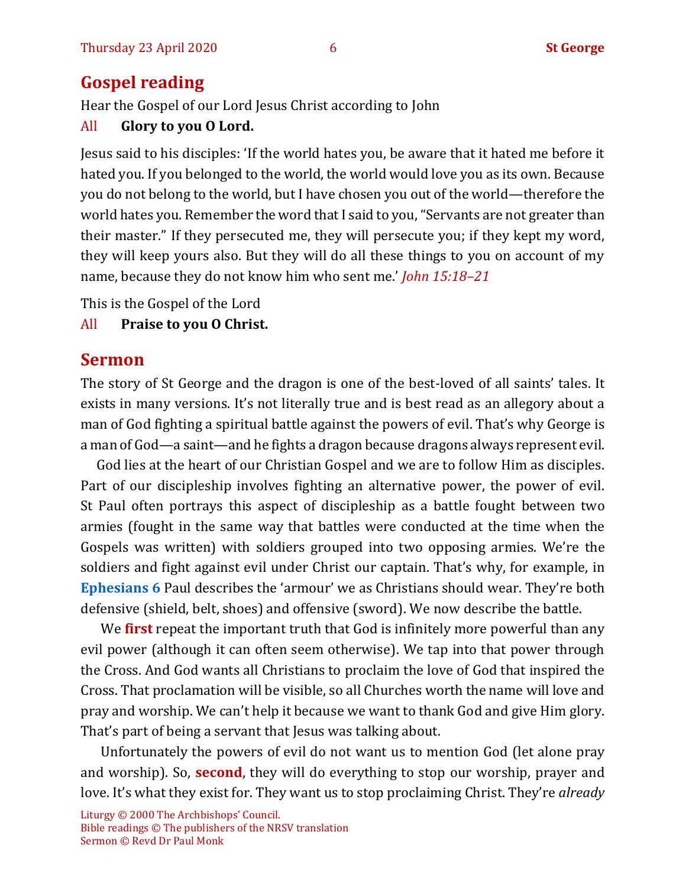## Gospel reading

Hear the Gospel of our Lord Jesus Christ according to John

All **Glory to you O Lord.**

Jesus said to his disciples: 'If the world hates you, be aware that it hated me before it hated you. If you belonged to the world, the world would love you as its own. Because you do not belong to the world, but I have chosen you out of the world—therefore the world hates you. Remember the word that I said to you, "Servants are not greater than their master." If they persecuted me, they will persecute you; if they kept my word, they will keep yours also. But they will do all these things to you on account of my name, because they do not know him who sent me.' *John 15:18–21*

This is the Gospel of the Lord

All **Praise to you O Christ.**

## Sermon

The story of St George and the dragon is one of the best-loved of all saints' tales. It exists in many versions. It's not literally true and is best read as an allegory about a man of God fighting a spiritual battle against the powers of evil. That's why George is a man of God—a saint—and he fights a dragon because dragons always represent evil.

God lies at the heart of our Christian Gospel and we are to follow Him as disciples. Part of our discipleship involves fighting an alternative power, the power of evil. St Paul often portrays this aspect of discipleship as a battle fought between two armies (fought in the same way that battles were conducted at the time when the Gospels was written) with soldiers grouped into two opposing armies. We're the soldiers and fight against evil under Christ our captain. That's why, for example, in **Ephesians 6** Paul describes the 'armour' we as Christians should wear. They're both defensive (shield, belt, shoes) and offensive (sword). We now describe the battle.

We **first** repeat the important truth that God is infinitely more powerful than any evil power (although it can often seem otherwise). We tap into that power through the Cross. And God wants all Christians to proclaim the love of God that inspired the Cross. That proclamation will be visible, so all Churches worth the name will love and pray and worship. We can't help it because we want to thank God and give Him glory. That's part of being a servant that Jesus was talking about.

Unfortunately the powers of evil do not want us to mention God (let alone pray and worship). So, **second**, they will do everything to stop our worship, prayer and love. It's what they exist for. They want us to stop proclaiming Christ. They're *already*

Liturgy © 2000 The Archbishops' Council.
Bible readings © The publishers of the NRSV translation
Sermon © Revd Dr Paul Monk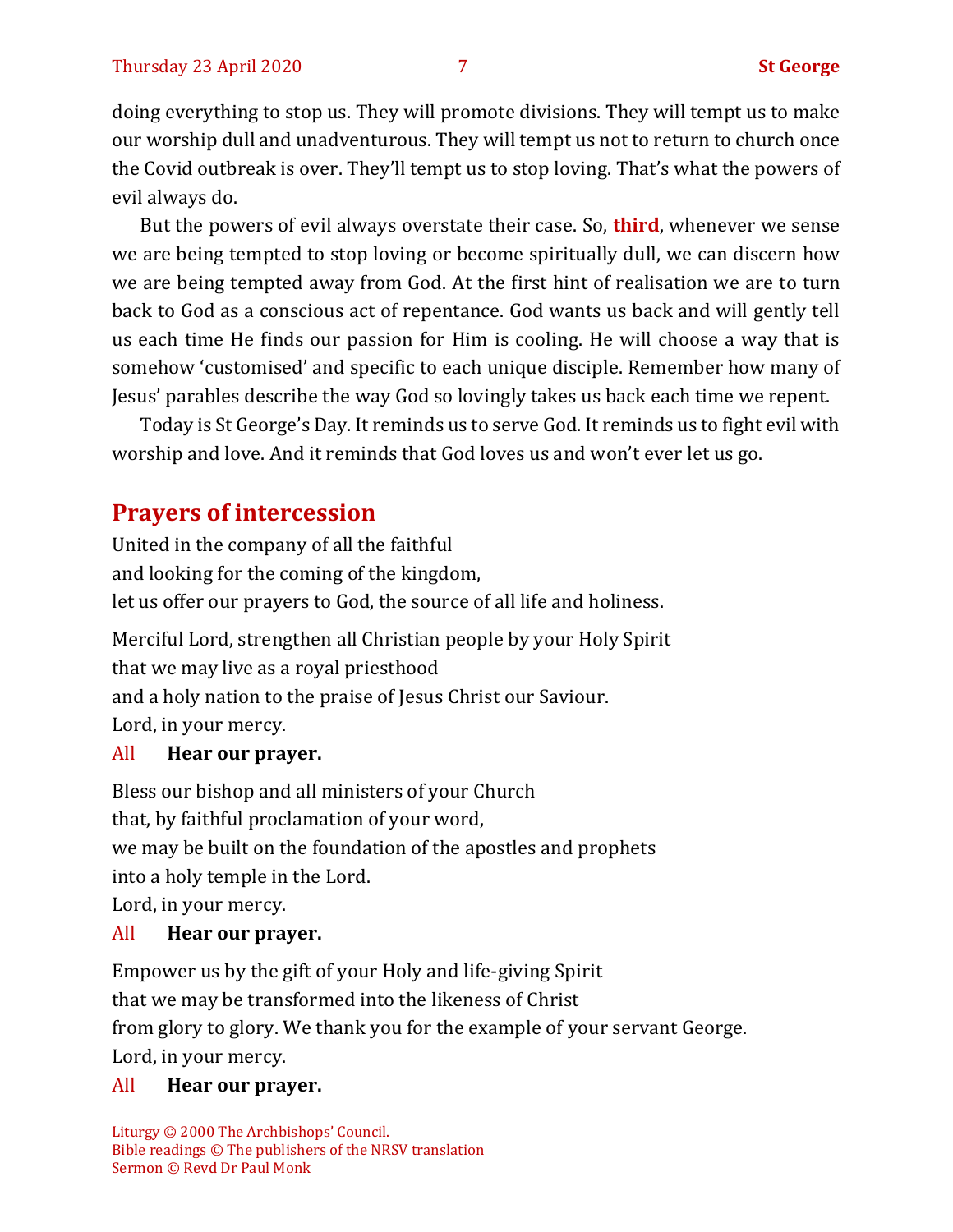doing everything to stop us. They will promote divisions. They will tempt us to make our worship dull and unadventurous. They will tempt us not to return to church once the Covid outbreak is over. They'll tempt us to stop loving. That's what the powers of evil always do.

But the powers of evil always overstate their case. So, **third**, whenever we sense we are being tempted to stop loving or become spiritually dull, we can discern how we are being tempted away from God. At the first hint of realisation we are to turn back to God as a conscious act of repentance. God wants us back and will gently tell us each time He finds our passion for Him is cooling. He will choose a way that is somehow 'customised' and specific to each unique disciple. Remember how many of Jesus' parables describe the way God so lovingly takes us back each time we repent.

Today is St George's Day. It reminds us to serve God. It reminds us to fight evil with worship and love. And it reminds that God loves us and won't ever let us go.

## Prayers of intercession

United in the company of all the faithful
and looking for the coming of the kingdom,
let us offer our prayers to God, the source of all life and holiness.

Merciful Lord, strengthen all Christian people by your Holy Spirit
that we may live as a royal priesthood
and a holy nation to the praise of Jesus Christ our Saviour.
Lord, in your mercy.

All **Hear our prayer.**

Bless our bishop and all ministers of your Church
that, by faithful proclamation of your word,
we may be built on the foundation of the apostles and prophets
into a holy temple in the Lord.
Lord, in your mercy.

All **Hear our prayer.**

Empower us by the gift of your Holy and life-giving Spirit
that we may be transformed into the likeness of Christ
from glory to glory. We thank you for the example of your servant George.
Lord, in your mercy.

All **Hear our prayer.**

Liturgy © 2000 The Archbishops' Council.
Bible readings © The publishers of the NRSV translation
Sermon © Revd Dr Paul Monk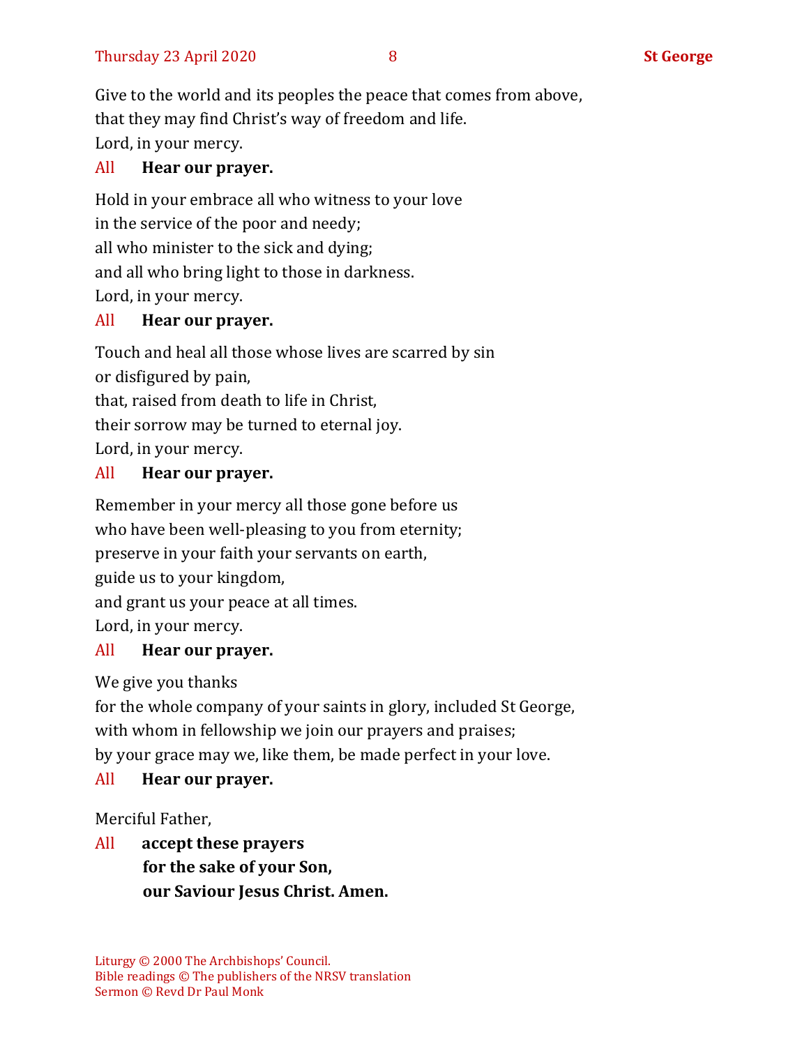Give to the world and its peoples the peace that comes from above,
that they may find Christ's way of freedom and life.
Lord, in your mercy.

All **Hear our prayer.**

Hold in your embrace all who witness to your love
in the service of the poor and needy;
all who minister to the sick and dying;
and all who bring light to those in darkness.
Lord, in your mercy.

All **Hear our prayer.**

Touch and heal all those whose lives are scarred by sin
or disfigured by pain,
that, raised from death to life in Christ,
their sorrow may be turned to eternal joy.
Lord, in your mercy.

All **Hear our prayer.**

Remember in your mercy all those gone before us
who have been well-pleasing to you from eternity;
preserve in your faith your servants on earth,
guide us to your kingdom,
and grant us your peace at all times.
Lord, in your mercy.

All **Hear our prayer.**

We give you thanks
for the whole company of your saints in glory, included St George,
with whom in fellowship we join our prayers and praises;
by your grace may we, like them, be made perfect in your love.

All **Hear our prayer.**

Merciful Father,

All **accept these prayers**
**for the sake of your Son,**
**our Saviour Jesus Christ. Amen.**

Liturgy © 2000 The Archbishops' Council.
Bible readings © The publishers of the NRSV translation
Sermon © Revd Dr Paul Monk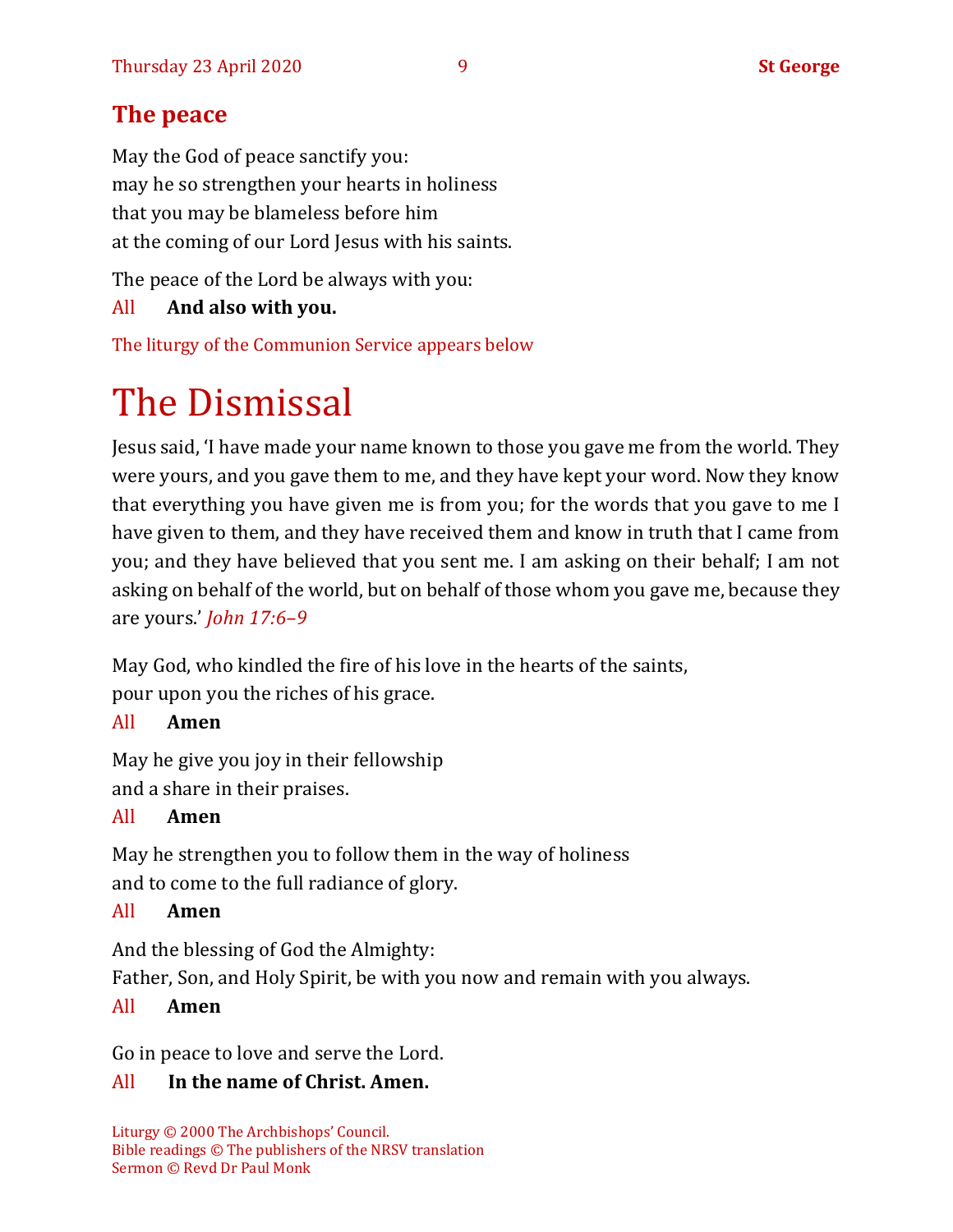## The peace

May the God of peace sanctify you:
may he so strengthen your hearts in holiness
that you may be blameless before him
at the coming of our Lord Jesus with his saints.

The peace of the Lord be always with you:

All **And also with you.**

The liturgy of the Communion Service appears below

# The Dismissal

Jesus said, 'I have made your name known to those you gave me from the world. They were yours, and you gave them to me, and they have kept your word. Now they know that everything you have given me is from you; for the words that you gave to me I have given to them, and they have received them and know in truth that I came from you; and they have believed that you sent me. I am asking on their behalf; I am not asking on behalf of the world, but on behalf of those whom you gave me, because they are yours.' *John 17:6–9*

May God, who kindled the fire of his love in the hearts of the saints,
pour upon you the riches of his grace.

All **Amen**

May he give you joy in their fellowship
and a share in their praises.

All **Amen**

May he strengthen you to follow them in the way of holiness
and to come to the full radiance of glory.

All **Amen**

And the blessing of God the Almighty:
Father, Son, and Holy Spirit, be with you now and remain with you always.

All **Amen**

Go in peace to love and serve the Lord.

All **In the name of Christ. Amen.**

Liturgy © 2000 The Archbishops' Council.
Bible readings © The publishers of the NRSV translation
Sermon © Revd Dr Paul Monk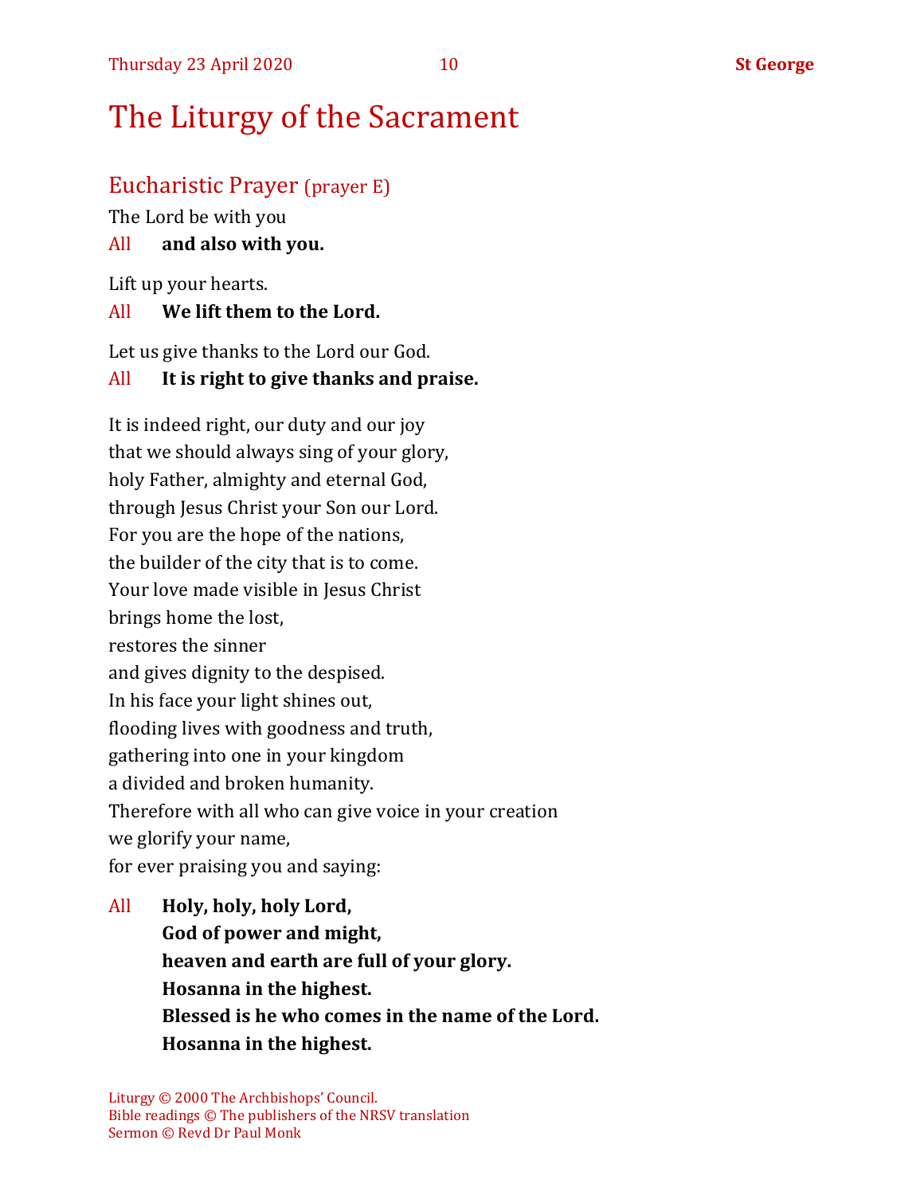# The Liturgy of the Sacrament

## Eucharistic Prayer (prayer E)

The Lord be with you

All **and also with you.**

Lift up your hearts.

All **We lift them to the Lord.**

Let us give thanks to the Lord our God.

All **It is right to give thanks and praise.**

It is indeed right, our duty and our joy  
that we should always sing of your glory,  
holy Father, almighty and eternal God,  
through Jesus Christ your Son our Lord.  
For you are the hope of the nations,  
the builder of the city that is to come.  
Your love made visible in Jesus Christ  
brings home the lost,  
restores the sinner  
and gives dignity to the despised.  
In his face your light shines out,  
flooding lives with goodness and truth,  
gathering into one in your kingdom  
a divided and broken humanity.  
Therefore with all who can give voice in your creation  
we glorify your name,  
for ever praising you and saying:

All **Holy, holy, holy Lord,**  
**God of power and might,**  
**heaven and earth are full of your glory.**  
**Hosanna in the highest.**  
**Blessed is he who comes in the name of the Lord.**  
**Hosanna in the highest.**

Liturgy © 2000 The Archbishops' Council.  
Bible readings © The publishers of the NRSV translation  
Sermon © Revd Dr Paul Monk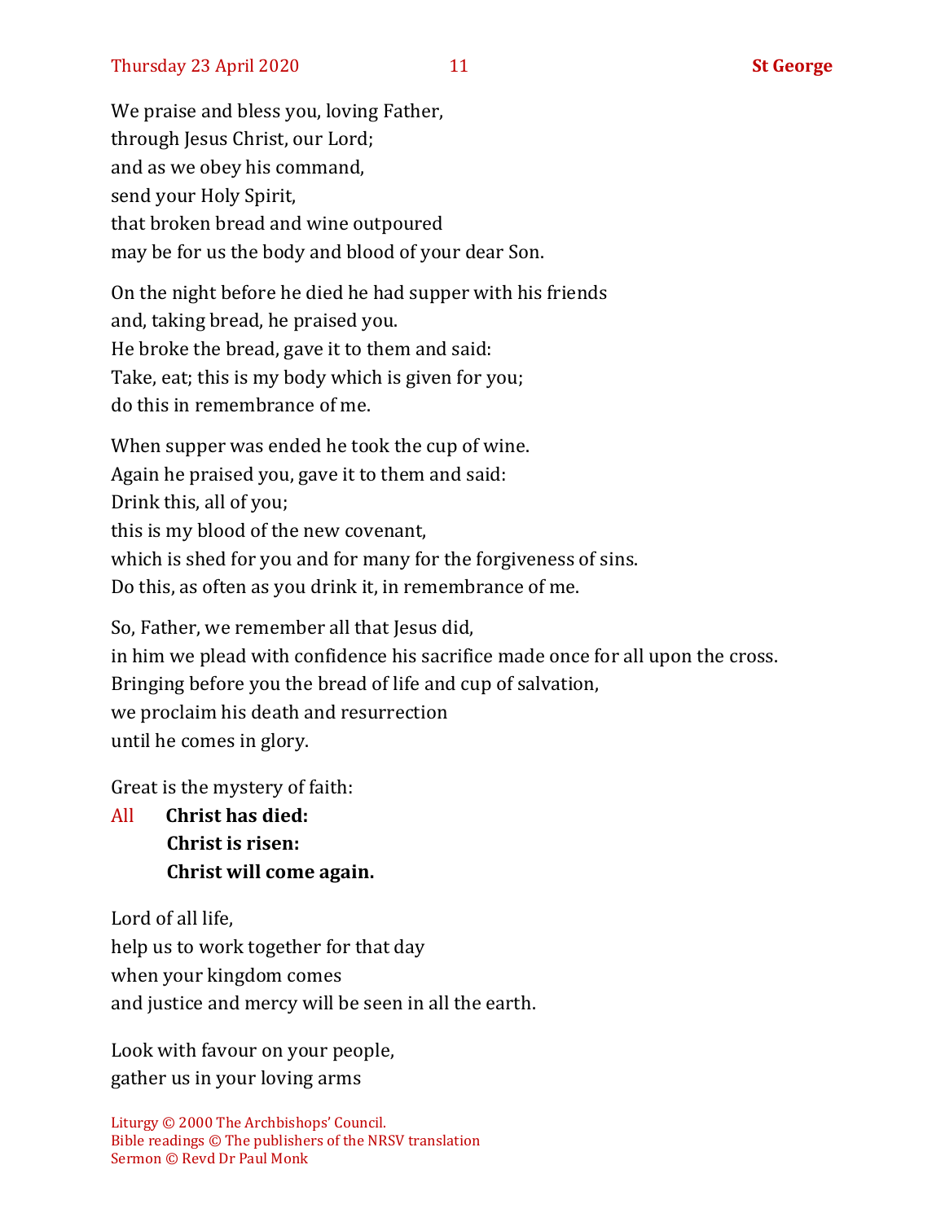We praise and bless you, loving Father,
through Jesus Christ, our Lord;
and as we obey his command,
send your Holy Spirit,
that broken bread and wine outpoured
may be for us the body and blood of your dear Son.

On the night before he died he had supper with his friends
and, taking bread, he praised you.
He broke the bread, gave it to them and said:
Take, eat; this is my body which is given for you;
do this in remembrance of me.

When supper was ended he took the cup of wine.
Again he praised you, gave it to them and said:
Drink this, all of you;
this is my blood of the new covenant,
which is shed for you and for many for the forgiveness of sins.
Do this, as often as you drink it, in remembrance of me.

So, Father, we remember all that Jesus did,
in him we plead with confidence his sacrifice made once for all upon the cross.
Bringing before you the bread of life and cup of salvation,
we proclaim his death and resurrection
until he comes in glory.

Great is the mystery of faith:

All **Christ has died:**
**Christ is risen:**
**Christ will come again.**

Lord of all life,
help us to work together for that day
when your kingdom comes
and justice and mercy will be seen in all the earth.

Look with favour on your people,
gather us in your loving arms

Liturgy © 2000 The Archbishops' Council.
Bible readings © The publishers of the NRSV translation
Sermon © Revd Dr Paul Monk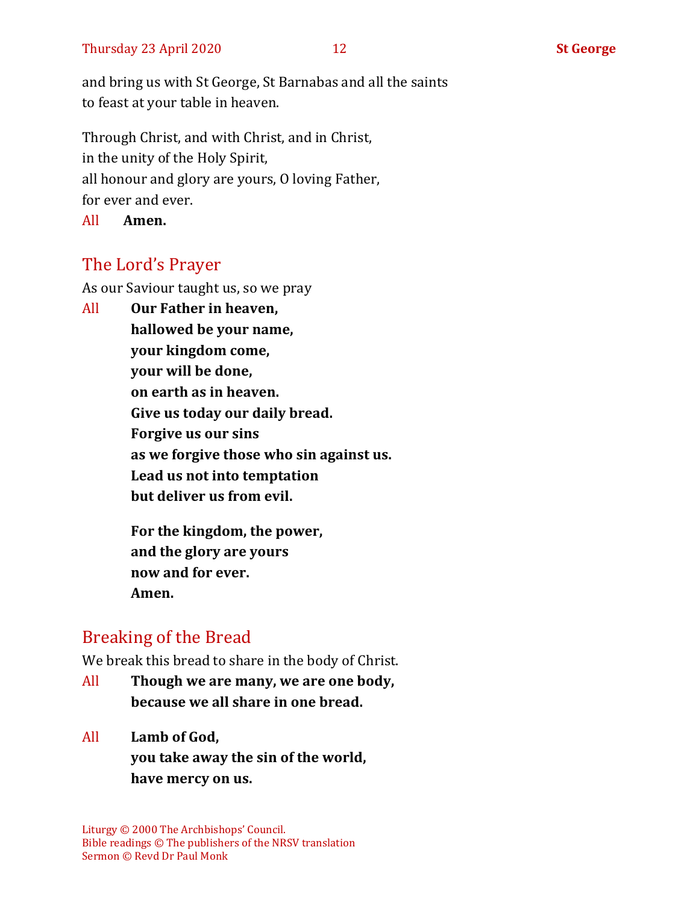and bring us with St George, St Barnabas and all the saints
to feast at your table in heaven.

Through Christ, and with Christ, and in Christ,
in the unity of the Holy Spirit,
all honour and glory are yours, O loving Father,
for ever and ever.

All **Amen.**

## The Lord's Prayer

As our Saviour taught us, so we pray

All **Our Father in heaven,**
**hallowed be your name,**
**your kingdom come,**
**your will be done,**
**on earth as in heaven.**
**Give us today our daily bread.**
**Forgive us our sins**
**as we forgive those who sin against us.**
**Lead us not into temptation**
**but deliver us from evil.**

**For the kingdom, the power,**
**and the glory are yours**
**now and for ever.**
**Amen.**

## Breaking of the Bread

We break this bread to share in the body of Christ.

All **Though we are many, we are one body,**
**because we all share in one bread.**

All **Lamb of God,**
**you take away the sin of the world,**
**have mercy on us.**

Liturgy © 2000 The Archbishops' Council.
Bible readings © The publishers of the NRSV translation
Sermon © Revd Dr Paul Monk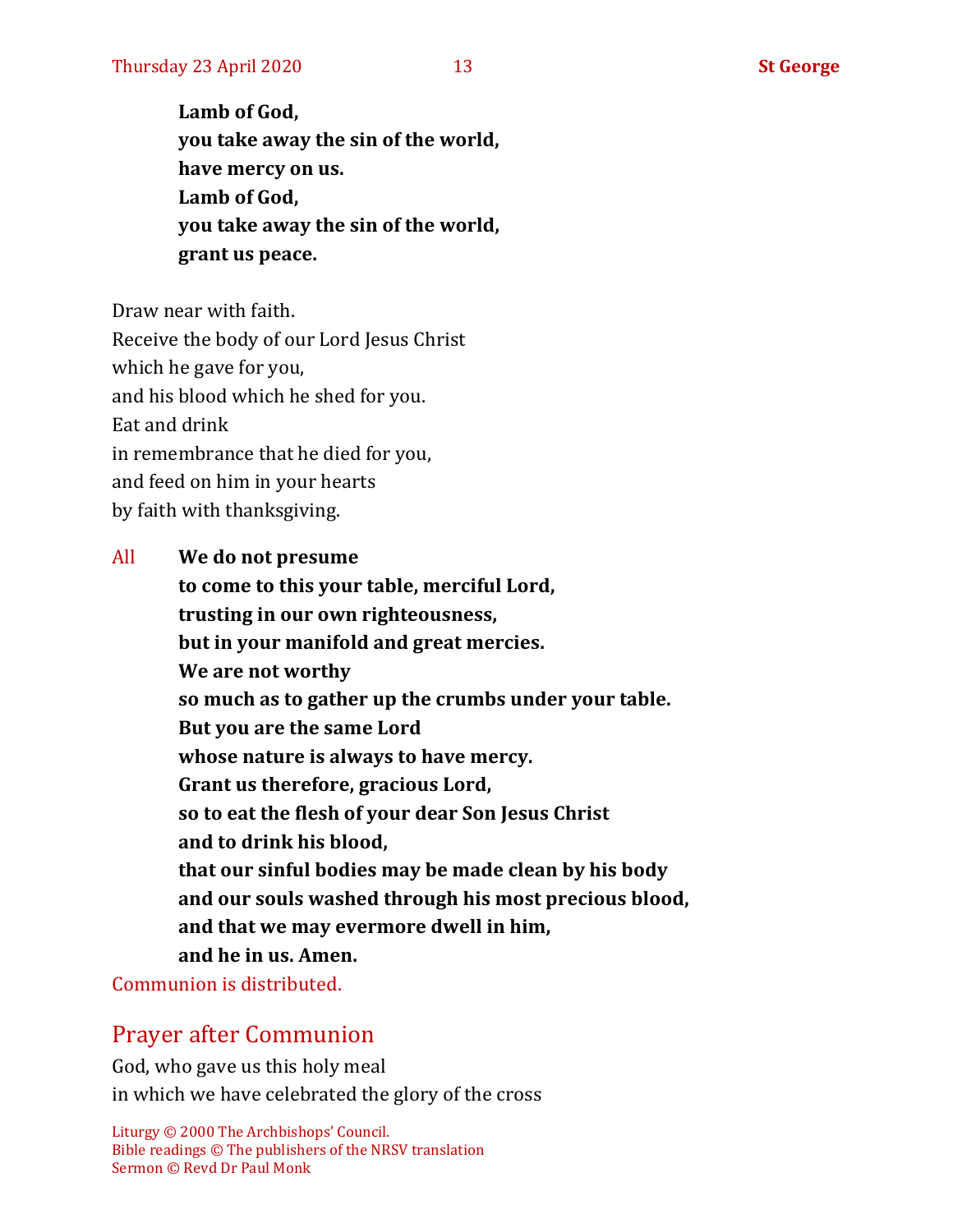**Lamb of God,**
**you take away the sin of the world,**
**have mercy on us.**
**Lamb of God,**
**you take away the sin of the world,**
**grant us peace.**

Draw near with faith.
Receive the body of our Lord Jesus Christ
which he gave for you,
and his blood which he shed for you.
Eat and drink
in remembrance that he died for you,
and feed on him in your hearts
by faith with thanksgiving.

All **We do not presume**
**to come to this your table, merciful Lord,**
**trusting in our own righteousness,**
**but in your manifold and great mercies.**
**We are not worthy**
**so much as to gather up the crumbs under your table.**
**But you are the same Lord**
**whose nature is always to have mercy.**
**Grant us therefore, gracious Lord,**
**so to eat the flesh of your dear Son Jesus Christ**
**and to drink his blood,**
**that our sinful bodies may be made clean by his body**
**and our souls washed through his most precious blood,**
**and that we may evermore dwell in him,**
**and he in us. Amen.**

Communion is distributed.

## Prayer after Communion

God, who gave us this holy meal
in which we have celebrated the glory of the cross

Liturgy © 2000 The Archbishops' Council.
Bible readings © The publishers of the NRSV translation
Sermon © Revd Dr Paul Monk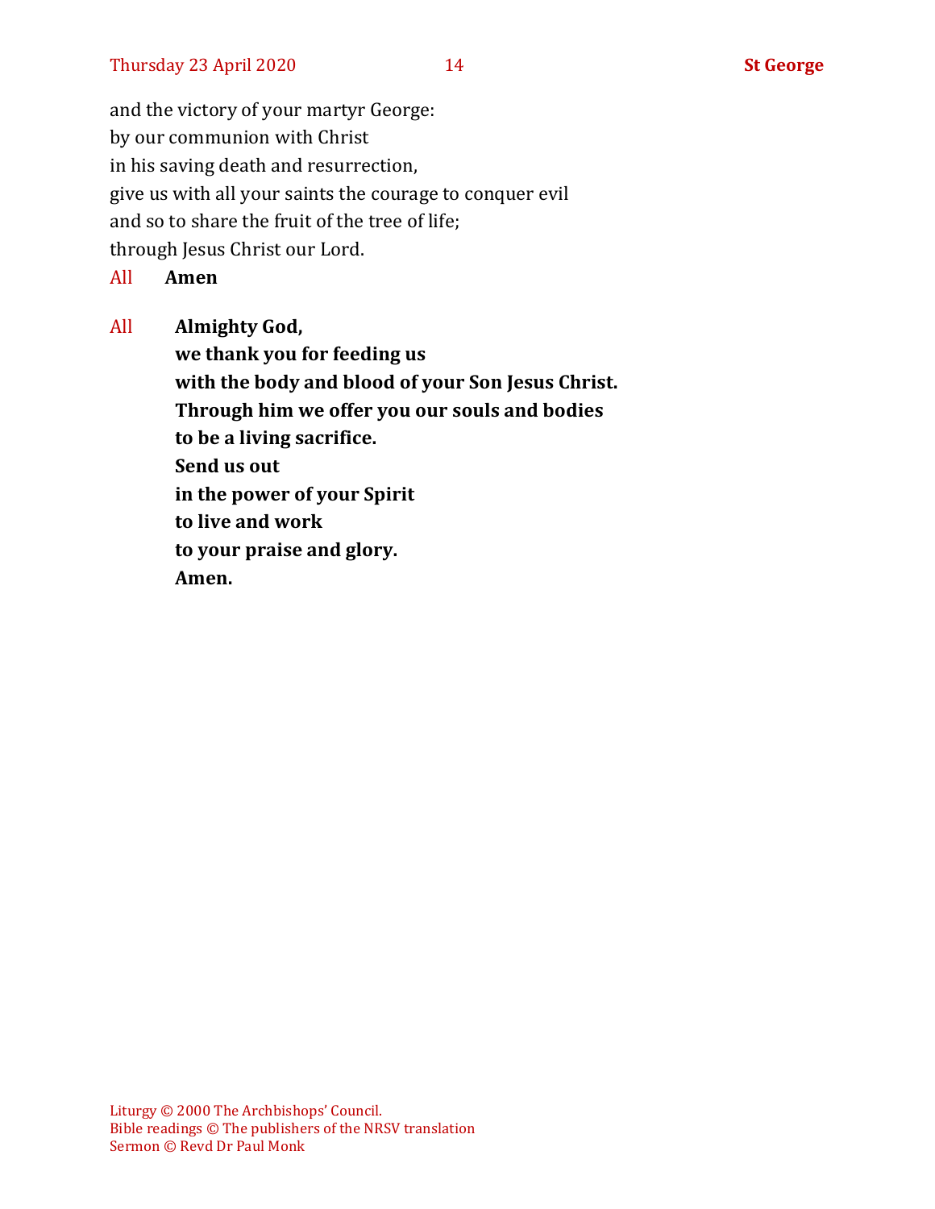and the victory of your martyr George:
by our communion with Christ
in his saving death and resurrection,
give us with all your saints the courage to conquer evil
and so to share the fruit of the tree of life;
through Jesus Christ our Lord.

All **Amen**

All **Almighty God,**
**we thank you for feeding us**
**with the body and blood of your Son Jesus Christ.**
**Through him we offer you our souls and bodies**
**to be a living sacrifice.**
**Send us out**
**in the power of your Spirit**
**to live and work**
**to your praise and glory.**
**Amen.**

Liturgy © 2000 The Archbishops' Council.
Bible readings © The publishers of the NRSV translation
Sermon © Revd Dr Paul Monk